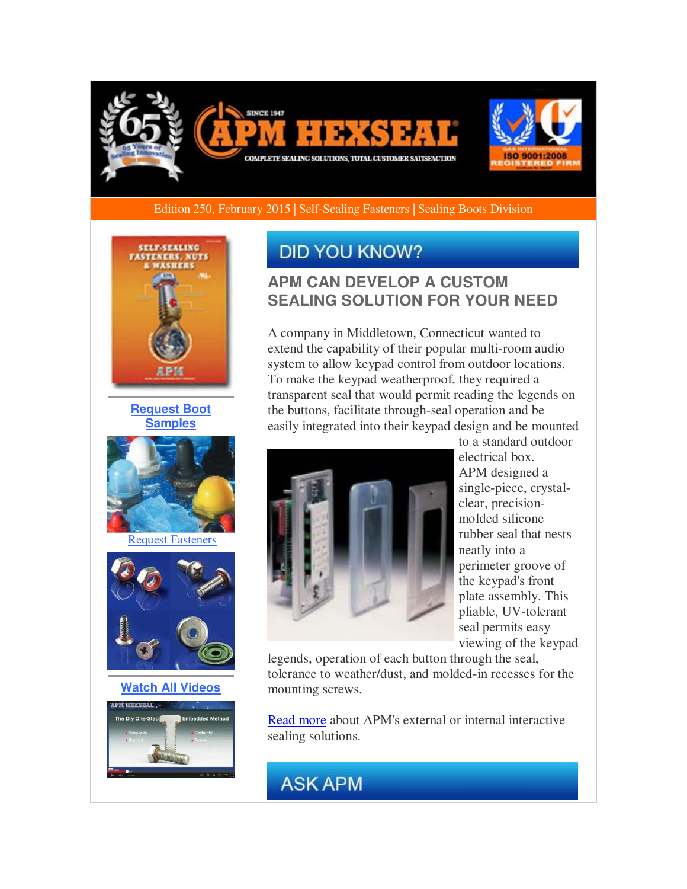Edition 250, February 2015 | Self-Sealing Fasteners | Sealing Boots Division

Request Boot Samples

Request Fasteners

Watch All Videos

# DID YOU KNOW?

## APM CAN DEVELOP A CUSTOM SEALING SOLUTION FOR YOUR NEED

A company in Middletown, Connecticut wanted to extend the capability of their popular multi-room audio system to allow keypad control from outdoor locations. To make the keypad weatherproof, they required a transparent seal that would permit reading the legends on the buttons, facilitate through-seal operation and be easily integrated into their keypad design and be mounted to a standard outdoor electrical box. APM designed a single-piece, crystal-clear, precision-molded silicone rubber seal that nests neatly into a perimeter groove of the keypad's front plate assembly. This pliable, UV-tolerant seal permits easy viewing of the keypad legends, operation of each button through the seal, tolerance to weather/dust, and molded-in recesses for the mounting screws.

Read more about APM's external or internal interactive sealing solutions.

# ASK APM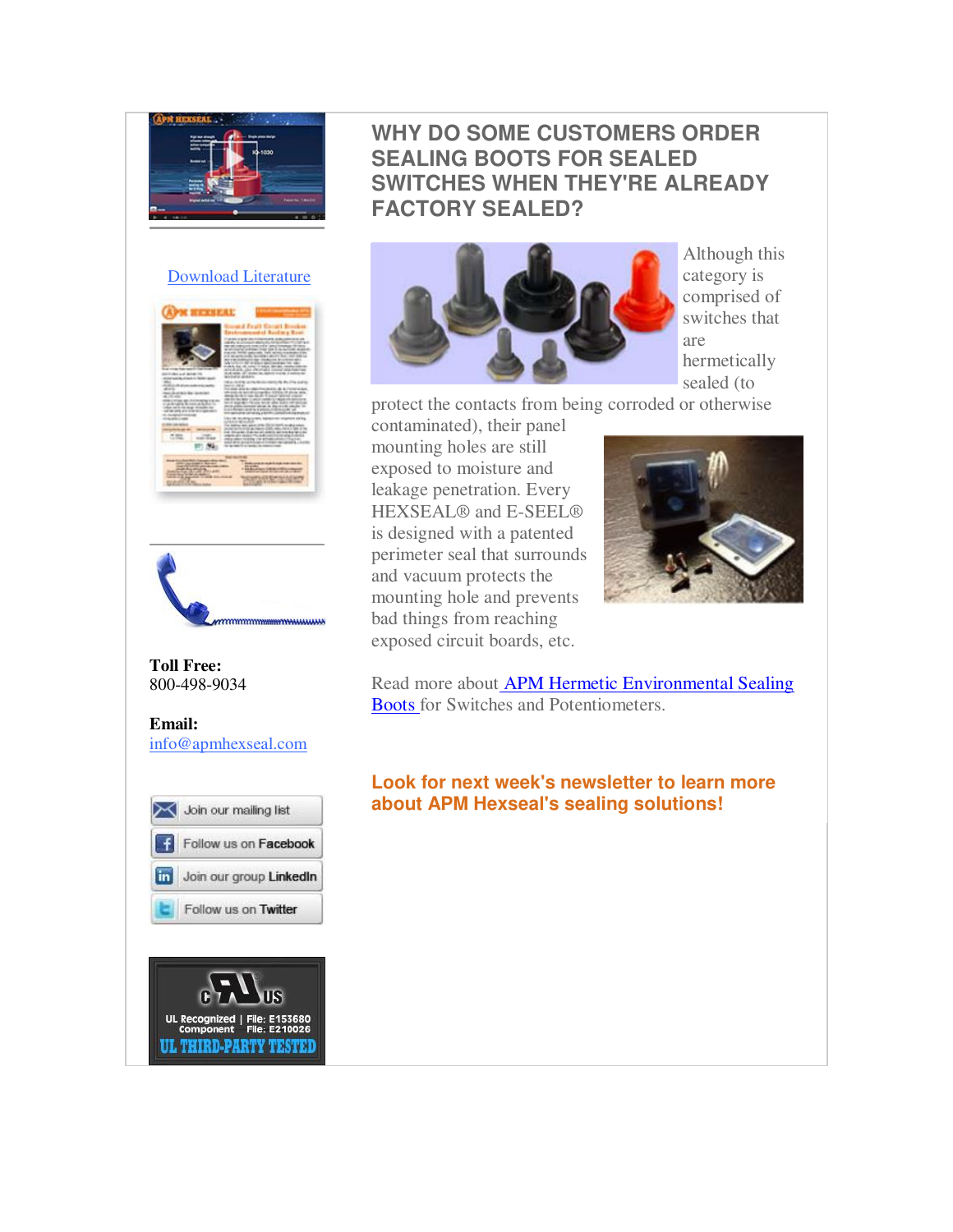Download Literature

**Toll Free:**
800-498-9034

**Email:**
info@apmhexseal.com

Join our mailing list

Follow us on Facebook

Join our group LinkedIn

Follow us on Twitter

## WHY DO SOME CUSTOMERS ORDER SEALING BOOTS FOR SEALED SWITCHES WHEN THEY'RE ALREADY FACTORY SEALED?

Although this category is comprised of switches that are hermetically sealed (to protect the contacts from being corroded or otherwise contaminated), their panel mounting holes are still exposed to moisture and leakage penetration. Every HEXSEAL® and E-SEEL® is designed with a patented perimeter seal that surrounds and vacuum protects the mounting hole and prevents bad things from reaching exposed circuit boards, etc.

Read more about APM Hermetic Environmental Sealing Boots for Switches and Potentiometers.

**Look for next week's newsletter to learn more about APM Hexseal's sealing solutions!**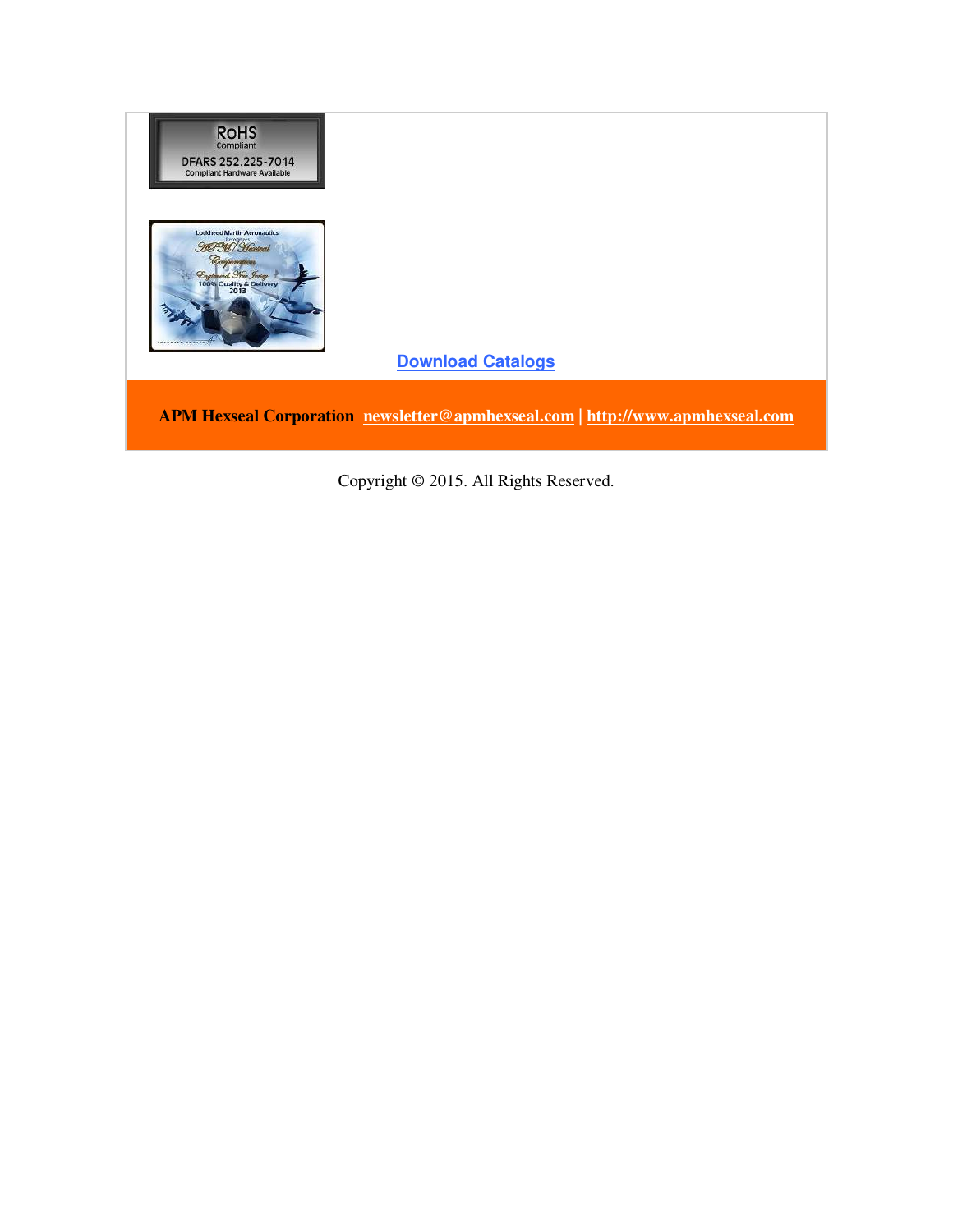Download Catalogs

**APM Hexseal Corporation** newsletter@apmhexseal.com | http://www.apmhexseal.com

Copyright © 2015. All Rights Reserved.